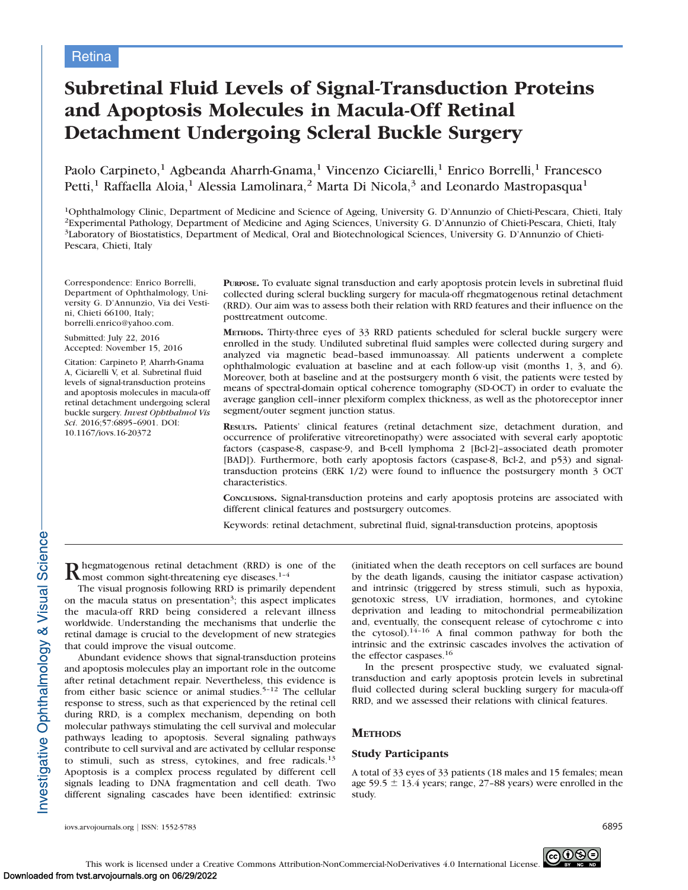Retina

# Subretinal Fluid Levels of Signal-Transduction Proteins and Apoptosis Molecules in Macula-Off Retinal Detachment Undergoing Scleral Buckle Surgery

Paolo Carpineto,[1] Agbeanda Aharrh-Gnama,[1] Vincenzo Ciciarelli,[1] Enrico Borrelli,[1] Francesco Petti,[1] Raffaella Aloia,[1] Alessia Lamolinara,[2] Marta Di Nicola,[3] and Leonardo Mastropasqua[1]

[1]Ophthalmology Clinic, Department of Medicine and Science of Ageing, University G. D'Annunzio of Chieti-Pescara, Chieti, Italy
[2]Experimental Pathology, Department of Medicine and Aging Sciences, University G. D'Annunzio of Chieti-Pescara, Chieti, Italy
[3]Laboratory of Biostatistics, Department of Medical, Oral and Biotechnological Sciences, University G. D'Annunzio of Chieti-Pescara, Chieti, Italy

Correspondence: Enrico Borrelli, Department of Ophthalmology, University G. D'Annunzio, Via dei Vestini, Chieti 66100, Italy; borrelli.enrico@yahoo.com.

Submitted: July 22, 2016
Accepted: November 15, 2016

Citation: Carpineto P, Aharrh-Gnama A, Ciciarelli V, et al. Subretinal fluid levels of signal-transduction proteins and apoptosis molecules in macula-off retinal detachment undergoing scleral buckle surgery. *Invest Ophthalmol Vis Sci*. 2016;57:6895–6901. DOI:10.1167/iovs.16-20372

**Purpose.** To evaluate signal transduction and early apoptosis protein levels in subretinal fluid collected during scleral buckling surgery for macula-off rhegmatogenous retinal detachment (RRD). Our aim was to assess both their relation with RRD features and their influence on the posttreatment outcome.

**Methods.** Thirty-three eyes of 33 RRD patients scheduled for scleral buckle surgery were enrolled in the study. Undiluted subretinal fluid samples were collected during surgery and analyzed via magnetic bead–based immunoassay. All patients underwent a complete ophthalmologic evaluation at baseline and at each follow-up visit (months 1, 3, and 6). Moreover, both at baseline and at the postsurgery month 6 visit, the patients were tested by means of spectral-domain optical coherence tomography (SD-OCT) in order to evaluate the average ganglion cell–inner plexiform complex thickness, as well as the photoreceptor inner segment/outer segment junction status.

**Results.** Patients' clinical features (retinal detachment size, detachment duration, and occurrence of proliferative vitreoretinopathy) were associated with several early apoptotic factors (caspase-8, caspase-9, and B-cell lymphoma 2 [Bcl-2]–associated death promoter [BAD]). Furthermore, both early apoptosis factors (caspase-8, Bcl-2, and p53) and signal-transduction proteins (ERK 1/2) were found to influence the postsurgery month 3 OCT characteristics.

**Conclusions.** Signal-transduction proteins and early apoptosis proteins are associated with different clinical features and postsurgery outcomes.

Keywords: retinal detachment, subretinal fluid, signal-transduction proteins, apoptosis

Rhegmatogenous retinal detachment (RRD) is one of the most common sight-threatening eye diseases.[1–4]

The visual prognosis following RRD is primarily dependent on the macula status on presentation[3]; this aspect implicates the macula-off RRD being considered a relevant illness worldwide. Understanding the mechanisms that underlie the retinal damage is crucial to the development of new strategies that could improve the visual outcome.

Abundant evidence shows that signal-transduction proteins and apoptosis molecules play an important role in the outcome after retinal detachment repair. Nevertheless, this evidence is from either basic science or animal studies.[5–12] The cellular response to stress, such as that experienced by the retinal cell during RRD, is a complex mechanism, depending on both molecular pathways stimulating the cell survival and molecular pathways leading to apoptosis. Several signaling pathways contribute to cell survival and are activated by cellular response to stimuli, such as stress, cytokines, and free radicals.[13] Apoptosis is a complex process regulated by different cell signals leading to DNA fragmentation and cell death. Two different signaling cascades have been identified: extrinsic (initiated when the death receptors on cell surfaces are bound by the death ligands, causing the initiator caspase activation) and intrinsic (triggered by stress stimuli, such as hypoxia, genotoxic stress, UV irradiation, hormones, and cytokine deprivation and leading to mitochondrial permeabilization and, eventually, the consequent release of cytochrome c into the cytosol).[14–16] A final common pathway for both the intrinsic and the extrinsic cascades involves the activation of the effector caspases.[16]

In the present prospective study, we evaluated signal-transduction and early apoptosis protein levels in subretinal fluid collected during scleral buckling surgery for macula-off RRD, and we assessed their relations with clinical features.

## Methods

### Study Participants

A total of 33 eyes of 33 patients (18 males and 15 females; mean age 59.5 ± 13.4 years; range, 27–88 years) were enrolled in the study.

This work is licensed under a Creative Commons Attribution-NonCommercial-NoDerivatives 4.0 International License.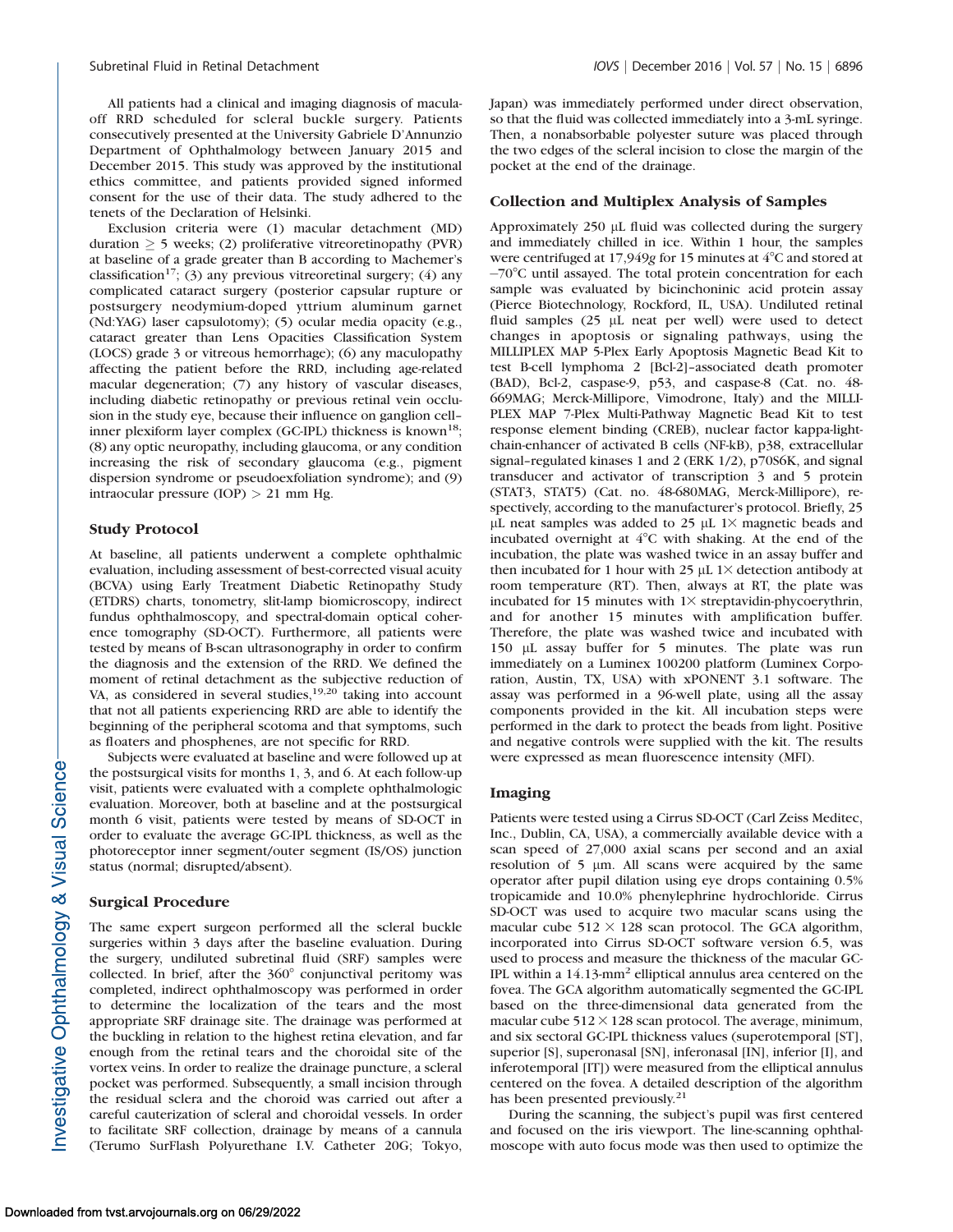All patients had a clinical and imaging diagnosis of macula-off RRD scheduled for scleral buckle surgery. Patients consecutively presented at the University Gabriele D'Annunzio Department of Ophthalmology between January 2015 and December 2015. This study was approved by the institutional ethics committee, and patients provided signed informed consent for the use of their data. The study adhered to the tenets of the Declaration of Helsinki.

Exclusion criteria were (1) macular detachment (MD) duration ≥ 5 weeks; (2) proliferative vitreoretinopathy (PVR) at baseline of a grade greater than B according to Machemer's classification[17]; (3) any previous vitreoretinal surgery; (4) any complicated cataract surgery (posterior capsular rupture or postsurgery neodymium-doped yttrium aluminum garnet (Nd:YAG) laser capsulotomy); (5) ocular media opacity (e.g., cataract greater than Lens Opacities Classification System (LOCS) grade 3 or vitreous hemorrhage); (6) any maculopathy affecting the patient before the RRD, including age-related macular degeneration; (7) any history of vascular diseases, including diabetic retinopathy or previous retinal vein occlusion in the study eye, because their influence on ganglion cell–inner plexiform layer complex (GC-IPL) thickness is known[18]; (8) any optic neuropathy, including glaucoma, or any condition increasing the risk of secondary glaucoma (e.g., pigment dispersion syndrome or pseudoexfoliation syndrome); and (9) intraocular pressure (IOP) > 21 mm Hg.

### Study Protocol

At baseline, all patients underwent a complete ophthalmic evaluation, including assessment of best-corrected visual acuity (BCVA) using Early Treatment Diabetic Retinopathy Study (ETDRS) charts, tonometry, slit-lamp biomicroscopy, indirect fundus ophthalmoscopy, and spectral-domain optical coherence tomography (SD-OCT). Furthermore, all patients were tested by means of B-scan ultrasonography in order to confirm the diagnosis and the extension of the RRD. We defined the moment of retinal detachment as the subjective reduction of VA, as considered in several studies,[19,20] taking into account that not all patients experiencing RRD are able to identify the beginning of the peripheral scotoma and that symptoms, such as floaters and phosphenes, are not specific for RRD.

Subjects were evaluated at baseline and were followed up at the postsurgical visits for months 1, 3, and 6. At each follow-up visit, patients were evaluated with a complete ophthalmologic evaluation. Moreover, both at baseline and at the postsurgical month 6 visit, patients were tested by means of SD-OCT in order to evaluate the average GC-IPL thickness, as well as the photoreceptor inner segment/outer segment (IS/OS) junction status (normal; disrupted/absent).

### Surgical Procedure

The same expert surgeon performed all the scleral buckle surgeries within 3 days after the baseline evaluation. During the surgery, undiluted subretinal fluid (SRF) samples were collected. In brief, after the 360° conjunctival peritomy was completed, indirect ophthalmoscopy was performed in order to determine the localization of the tears and the most appropriate SRF drainage site. The drainage was performed at the buckling in relation to the highest retina elevation, and far enough from the retinal tears and the choroidal site of the vortex veins. In order to realize the drainage puncture, a scleral pocket was performed. Subsequently, a small incision through the residual sclera and the choroid was carried out after a careful cauterization of scleral and choroidal vessels. In order to facilitate SRF collection, drainage by means of a cannula (Terumo SurFlash Polyurethane I.V. Catheter 20G; Tokyo, Japan) was immediately performed under direct observation, so that the fluid was collected immediately into a 3-mL syringe. Then, a nonabsorbable polyester suture was placed through the two edges of the scleral incision to close the margin of the pocket at the end of the drainage.

### Collection and Multiplex Analysis of Samples

Approximately 250 µL fluid was collected during the surgery and immediately chilled in ice. Within 1 hour, the samples were centrifuged at 17,949*g* for 15 minutes at 4°C and stored at −70°C until assayed. The total protein concentration for each sample was evaluated by bicinchoninic acid protein assay (Pierce Biotechnology, Rockford, IL, USA). Undiluted retinal fluid samples (25 µL neat per well) were used to detect changes in apoptosis or signaling pathways, using the MILLIPLEX MAP 5-Plex Early Apoptosis Magnetic Bead Kit to test B-cell lymphoma 2 [Bcl-2]–associated death promoter (BAD), Bcl-2, caspase-9, p53, and caspase-8 (Cat. no. 48-669MAG; Merck-Millipore, Vimodrone, Italy) and the MILLIPLEX MAP 7-Plex Multi-Pathway Magnetic Bead Kit to test response element binding (CREB), nuclear factor kappa-light-chain-enhancer of activated B cells (NF-kB), p38, extracellular signal–regulated kinases 1 and 2 (ERK 1/2), p70S6K, and signal transducer and activator of transcription 3 and 5 protein (STAT3, STAT5) (Cat. no. 48-680MAG, Merck-Millipore), respectively, according to the manufacturer's protocol. Briefly, 25 µL neat samples was added to 25 µL 1× magnetic beads and incubated overnight at 4°C with shaking. At the end of the incubation, the plate was washed twice in an assay buffer and then incubated for 1 hour with 25 µL 1× detection antibody at room temperature (RT). Then, always at RT, the plate was incubated for 15 minutes with 1× streptavidin-phycoerythrin, and for another 15 minutes with amplification buffer. Therefore, the plate was washed twice and incubated with 150 µL assay buffer for 5 minutes. The plate was run immediately on a Luminex 100200 platform (Luminex Corporation, Austin, TX, USA) with xPONENT 3.1 software. The assay was performed in a 96-well plate, using all the assay components provided in the kit. All incubation steps were performed in the dark to protect the beads from light. Positive and negative controls were supplied with the kit. The results were expressed as mean fluorescence intensity (MFI).

### Imaging

Patients were tested using a Cirrus SD-OCT (Carl Zeiss Meditec, Inc., Dublin, CA, USA), a commercially available device with a scan speed of 27,000 axial scans per second and an axial resolution of 5 µm. All scans were acquired by the same operator after pupil dilation using eye drops containing 0.5% tropicamide and 10.0% phenylephrine hydrochloride. Cirrus SD-OCT was used to acquire two macular scans using the macular cube 512 × 128 scan protocol. The GCA algorithm, incorporated into Cirrus SD-OCT software version 6.5, was used to process and measure the thickness of the macular GC-IPL within a 14.13-mm$^2$ elliptical annulus area centered on the fovea. The GCA algorithm automatically segmented the GC-IPL based on the three-dimensional data generated from the macular cube 512 × 128 scan protocol. The average, minimum, and six sectoral GC-IPL thickness values (superotemporal [ST], superior [S], superonasal [SN], inferonasal [IN], inferior [I], and inferotemporal [IT]) were measured from the elliptical annulus centered on the fovea. A detailed description of the algorithm has been presented previously.[21]

During the scanning, the subject's pupil was first centered and focused on the iris viewport. The line-scanning ophthalmoscope with auto focus mode was then used to optimize the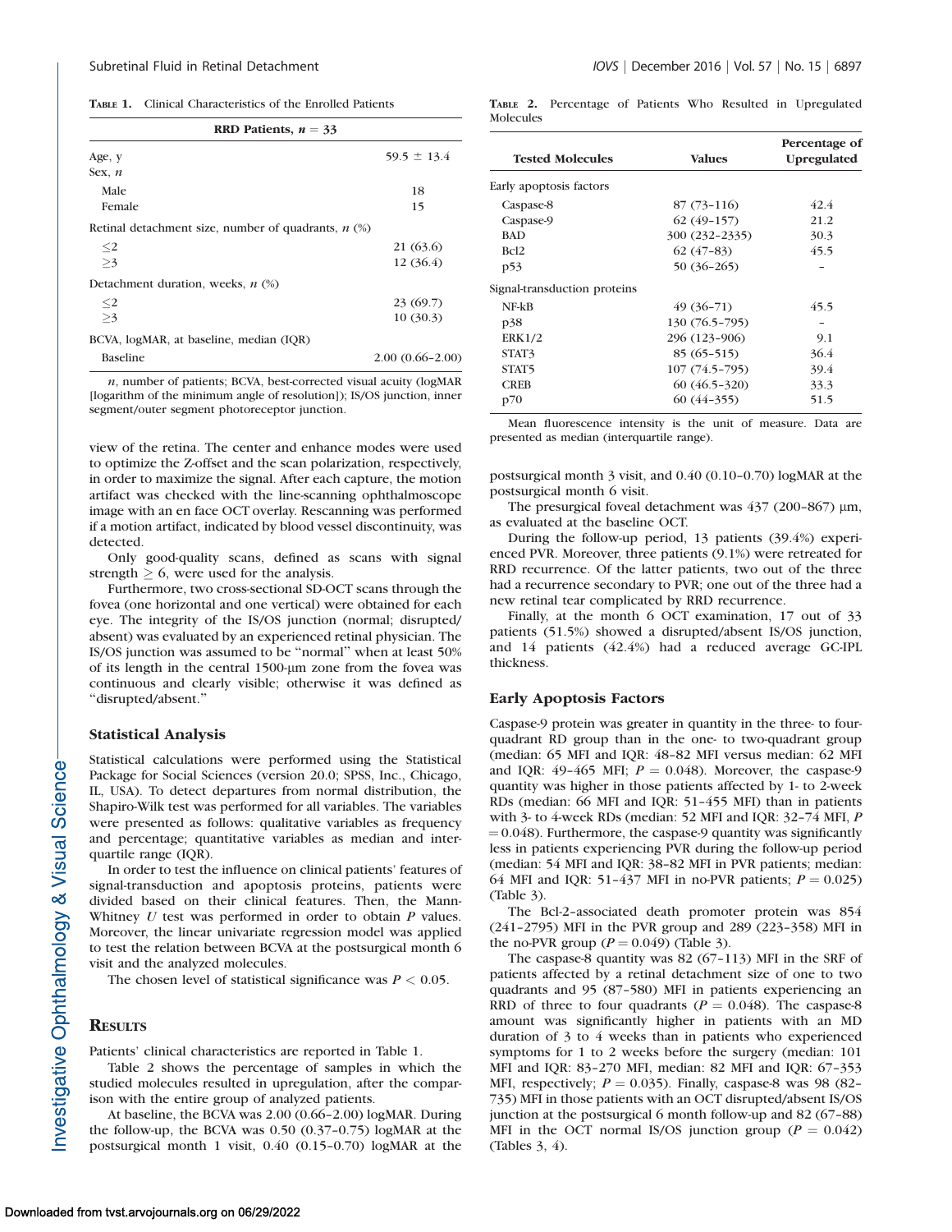**Table 1.** Clinical Characteristics of the Enrolled Patients

| RRD Patients, $n = 33$ | |
|---|---|
| Age, y | 59.5 ± 13.4 |
| Sex, *n* | |
| Male | 18 |
| Female | 15 |
| Retinal detachment size, number of quadrants, *n* (%) | |
| ≤2 | 21 (63.6) |
| ≥3 | 12 (36.4) |
| Detachment duration, weeks, *n* (%) | |
| ≤2 | 23 (69.7) |
| ≥3 | 10 (30.3) |
| BCVA, logMAR, at baseline, median (IQR) | |
| Baseline | 2.00 (0.66–2.00) |

*n*, number of patients; BCVA, best-corrected visual acuity (logMAR [logarithm of the minimum angle of resolution]); IS/OS junction, inner segment/outer segment photoreceptor junction.

**Table 2.** Percentage of Patients Who Resulted in Upregulated Molecules

| Tested Molecules | Values | Percentage of Upregulated |
|---|---|---|
| Early apoptosis factors | | |
| Caspase-8 | 87 (73–116) | 42.4 |
| Caspase-9 | 62 (49–157) | 21.2 |
| BAD | 300 (232–2335) | 30.3 |
| Bcl2 | 62 (47–83) | 45.5 |
| p53 | 50 (36–265) | – |
| Signal-transduction proteins | | |
| NF-kB | 49 (36–71) | 45.5 |
| p38 | 130 (76.5–795) | – |
| ERK1/2 | 296 (123–906) | 9.1 |
| STAT3 | 85 (65–515) | 36.4 |
| STAT5 | 107 (74.5–795) | 39.4 |
| CREB | 60 (46.5–320) | 33.3 |
| p70 | 60 (44–355) | 51.5 |

Mean fluorescence intensity is the unit of measure. Data are presented as median (interquartile range).

view of the retina. The center and enhance modes were used to optimize the Z-offset and the scan polarization, respectively, in order to maximize the signal. After each capture, the motion artifact was checked with the line-scanning ophthalmoscope image with an en face OCT overlay. Rescanning was performed if a motion artifact, indicated by blood vessel discontinuity, was detected.

Only good-quality scans, defined as scans with signal strength ≥ 6, were used for the analysis.

Furthermore, two cross-sectional SD-OCT scans through the fovea (one horizontal and one vertical) were obtained for each eye. The integrity of the IS/OS junction (normal; disrupted/absent) was evaluated by an experienced retinal physician. The IS/OS junction was assumed to be "normal" when at least 50% of its length in the central 1500-µm zone from the fovea was continuous and clearly visible; otherwise it was defined as "disrupted/absent."

### Statistical Analysis

Statistical calculations were performed using the Statistical Package for Social Sciences (version 20.0; SPSS, Inc., Chicago, IL, USA). To detect departures from normal distribution, the Shapiro-Wilk test was performed for all variables. The variables were presented as follows: qualitative variables as frequency and percentage; quantitative variables as median and interquartile range (IQR).

In order to test the influence on clinical patients' features of signal-transduction and apoptosis proteins, patients were divided based on their clinical features. Then, the Mann-Whitney *U* test was performed in order to obtain *P* values. Moreover, the linear univariate regression model was applied to test the relation between BCVA at the postsurgical month 6 visit and the analyzed molecules.

The chosen level of statistical significance was $P < 0.05$.

## Results

Patients' clinical characteristics are reported in Table 1.

Table 2 shows the percentage of samples in which the studied molecules resulted in upregulation, after the comparison with the entire group of analyzed patients.

At baseline, the BCVA was 2.00 (0.66–2.00) logMAR. During the follow-up, the BCVA was 0.50 (0.37–0.75) logMAR at the postsurgical month 1 visit, 0.40 (0.15–0.70) logMAR at the postsurgical month 3 visit, and 0.40 (0.10–0.70) logMAR at the postsurgical month 6 visit.

The presurgical foveal detachment was 437 (200–867) µm, as evaluated at the baseline OCT.

During the follow-up period, 13 patients (39.4%) experienced PVR. Moreover, three patients (9.1%) were retreated for RRD recurrence. Of the latter patients, two out of the three had a recurrence secondary to PVR; one out of the three had a new retinal tear complicated by RRD recurrence.

Finally, at the month 6 OCT examination, 17 out of 33 patients (51.5%) showed a disrupted/absent IS/OS junction, and 14 patients (42.4%) had a reduced average GC-IPL thickness.

### Early Apoptosis Factors

Caspase-9 protein was greater in quantity in the three- to four-quadrant RD group than in the one- to two-quadrant group (median: 65 MFI and IQR: 48–82 MFI versus median: 62 MFI and IQR: 49–465 MFI; $P = 0.048$). Moreover, the caspase-9 quantity was higher in those patients affected by 1- to 2-week RDs (median: 66 MFI and IQR: 51–455 MFI) than in patients with 3- to 4-week RDs (median: 52 MFI and IQR: 32–74 MFI, $P = 0.048$). Furthermore, the caspase-9 quantity was significantly less in patients experiencing PVR during the follow-up period (median: 54 MFI and IQR: 38–82 MFI in PVR patients; median: 64 MFI and IQR: 51–437 MFI in no-PVR patients; $P = 0.025$) (Table 3).

The Bcl-2–associated death promoter protein was 854 (241–2795) MFI in the PVR group and 289 (223–358) MFI in the no-PVR group ($P = 0.049$) (Table 3).

The caspase-8 quantity was 82 (67–113) MFI in the SRF of patients affected by a retinal detachment size of one to two quadrants and 95 (87–580) MFI in patients experiencing an RRD of three to four quadrants ($P = 0.048$). The caspase-8 amount was significantly higher in patients with an MD duration of 3 to 4 weeks than in patients who experienced symptoms for 1 to 2 weeks before the surgery (median: 101 MFI and IQR: 83–270 MFI, median: 82 MFI and IQR: 67–353 MFI, respectively; $P = 0.035$). Finally, caspase-8 was 98 (82–735) MFI in those patients with an OCT disrupted/absent IS/OS junction at the postsurgical 6 month follow-up and 82 (67–88) MFI in the OCT normal IS/OS junction group ($P = 0.042$) (Tables 3, 4).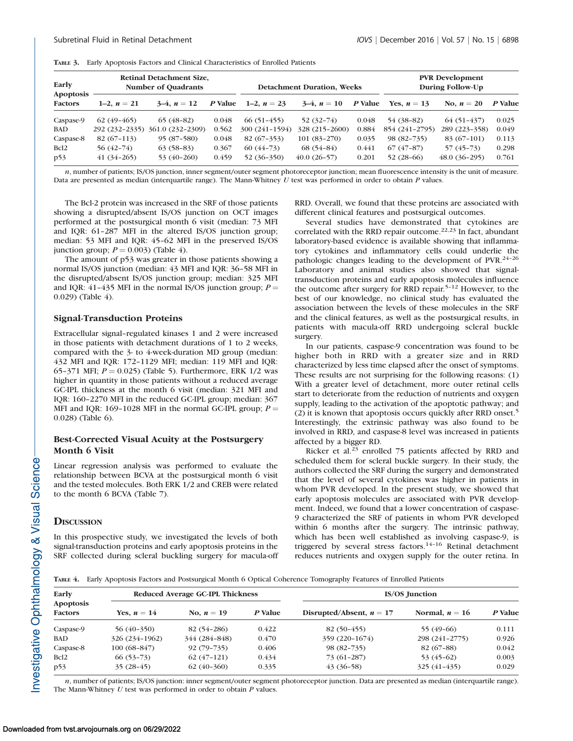**Table 3.** Early Apoptosis Factors and Clinical Characteristics of Enrolled Patients

| Early Apoptosis Factors | Retinal Detachment Size, Number of Quadrants | | | Detachment Duration, Weeks | | | PVR Development During Follow-Up | | |
|---|---|---|---|---|---|---|---|---|---|
| | 1–2, $n = 21$ | 3–4, $n = 12$ | *P* Value | 1–2, $n = 23$ | 3–4, $n = 10$ | *P* Value | Yes, $n = 13$ | No, $n = 20$ | *P* Value |
| Caspase-9 | 62 (49–465) | 65 (48–82) | 0.048 | 66 (51–455) | 52 (32–74) | 0.048 | 54 (38–82) | 64 (51–437) | 0.025 |
| BAD | 292 (232–2335) | 361.0 (232–2309) | 0.562 | 300 (241–1594) | 328 (215–2600) | 0.884 | 854 (241–2795) | 289 (223–358) | 0.049 |
| Caspase-8 | 82 (67–113) | 95 (87–580) | 0.048 | 82 (67–353) | 101 (83–270) | 0.035 | 98 (82–735) | 83 (67–101) | 0.113 |
| Bcl2 | 56 (42–74) | 63 (58–83) | 0.367 | 60 (44–73) | 68 (54–84) | 0.441 | 67 (47–87) | 57 (45–73) | 0.298 |
| p53 | 41 (34–265) | 53 (40–260) | 0.459 | 52 (36–350) | 40.0 (26–57) | 0.201 | 52 (28–66) | 48.0 (36–295) | 0.761 |

*n*, number of patients; IS/OS junction, inner segment/outer segment photoreceptor junction; mean fluorescence intensity is the unit of measure. Data are presented as median (interquartile range). The Mann-Whitney *U* test was performed in order to obtain *P* values.

The Bcl-2 protein was increased in the SRF of those patients showing a disrupted/absent IS/OS junction on OCT images performed at the postsurgical month 6 visit (median: 73 MFI and IQR: 61–287 MFI in the altered IS/OS junction group; median: 53 MFI and IQR: 45–62 MFI in the preserved IS/OS junction group; $P = 0.003$) (Table 4).

The amount of p53 was greater in those patients showing a normal IS/OS junction (median: 43 MFI and IQR: 36–58 MFI in the disrupted/absent IS/OS junction group; median: 325 MFI and IQR: 41–435 MFI in the normal IS/OS junction group; $P = 0.029$) (Table 4).

### Signal-Transduction Proteins

Extracellular signal–regulated kinases 1 and 2 were increased in those patients with detachment durations of 1 to 2 weeks, compared with the 3- to 4-week-duration MD group (median: 432 MFI and IQR: 172–1129 MFI; median: 119 MFI and IQR: 65–371 MFI; $P = 0.025$) (Table 5). Furthermore, ERK 1/2 was higher in quantity in those patients without a reduced average GC-IPL thickness at the month 6 visit (median: 321 MFI and IQR: 160–2270 MFI in the reduced GC-IPL group; median: 367 MFI and IQR: 169–1028 MFI in the normal GC-IPL group; $P = 0.028$) (Table 6).

### Best-Corrected Visual Acuity at the Postsurgery Month 6 Visit

Linear regression analysis was performed to evaluate the relationship between BCVA at the postsurgical month 6 visit and the tested molecules. Both ERK 1/2 and CREB were related to the month 6 BCVA (Table 7).

## Discussion

In this prospective study, we investigated the levels of both signal-transduction proteins and early apoptosis proteins in the SRF collected during scleral buckling surgery for macula-off RRD. Overall, we found that these proteins are associated with different clinical features and postsurgical outcomes.

Several studies have demonstrated that cytokines are correlated with the RRD repair outcome.[22,23] In fact, abundant laboratory-based evidence is available showing that inflammatory cytokines and inflammatory cells could underlie the pathologic changes leading to the development of PVR.[24–26] Laboratory and animal studies also showed that signal-transduction proteins and early apoptosis molecules influence the outcome after surgery for RRD repair.[5–12] However, to the best of our knowledge, no clinical study has evaluated the association between the levels of these molecules in the SRF and the clinical features, as well as the postsurgical results, in patients with macula-off RRD undergoing scleral buckle surgery.

In our patients, caspase-9 concentration was found to be higher both in RRD with a greater size and in RRD characterized by less time elapsed after the onset of symptoms. These results are not surprising for the following reasons: (1) With a greater level of detachment, more outer retinal cells start to deteriorate from the reduction of nutrients and oxygen supply, leading to the activation of the apoptotic pathway; and (2) it is known that apoptosis occurs quickly after RRD onset.[5] Interestingly, the extrinsic pathway was also found to be involved in RRD, and caspase-8 level was increased in patients affected by a bigger RD.

Ricker et al.[23] enrolled 75 patients affected by RRD and scheduled them for scleral buckle surgery. In their study, the authors collected the SRF during the surgery and demonstrated that the level of several cytokines was higher in patients in whom PVR developed. In the present study, we showed that early apoptosis molecules are associated with PVR development. Indeed, we found that a lower concentration of caspase-9 characterized the SRF of patients in whom PVR developed within 6 months after the surgery. The intrinsic pathway, which has been well established as involving caspase-9, is triggered by several stress factors.[14–16] Retinal detachment reduces nutrients and oxygen supply for the outer retina. In

**Table 4.** Early Apoptosis Factors and Postsurgical Month 6 Optical Coherence Tomography Features of Enrolled Patients

| Early Apoptosis Factors | Reduced Average GC-IPL Thickness | | | IS/OS Junction | | |
|---|---|---|---|---|---|---|
| | Yes, $n = 14$ | No, $n = 19$ | *P* Value | Disrupted/Absent, $n = 17$ | Normal, $n = 16$ | *P* Value |
| Caspase-9 | 56 (40–350) | 82 (54–286) | 0.422 | 82 (50–455) | 55 (49–66) | 0.111 |
| BAD | 326 (234–1962) | 344 (284–848) | 0.470 | 359 (220–1674) | 298 (241–2775) | 0.926 |
| Caspase-8 | 100 (68–847) | 92 (79–735) | 0.406 | 98 (82–735) | 82 (67–88) | 0.042 |
| Bcl2 | 66 (53–73) | 62 (47–121) | 0.434 | 73 (61–287) | 53 (45–62) | 0.003 |
| p53 | 35 (28–45) | 62 (40–360) | 0.335 | 43 (36–58) | 325 (41–435) | 0.029 |

*n*, number of patients; IS/OS junction: inner segment/outer segment photoreceptor junction. Data are presented as median (interquartile range). The Mann-Whitney *U* test was performed in order to obtain *P* values.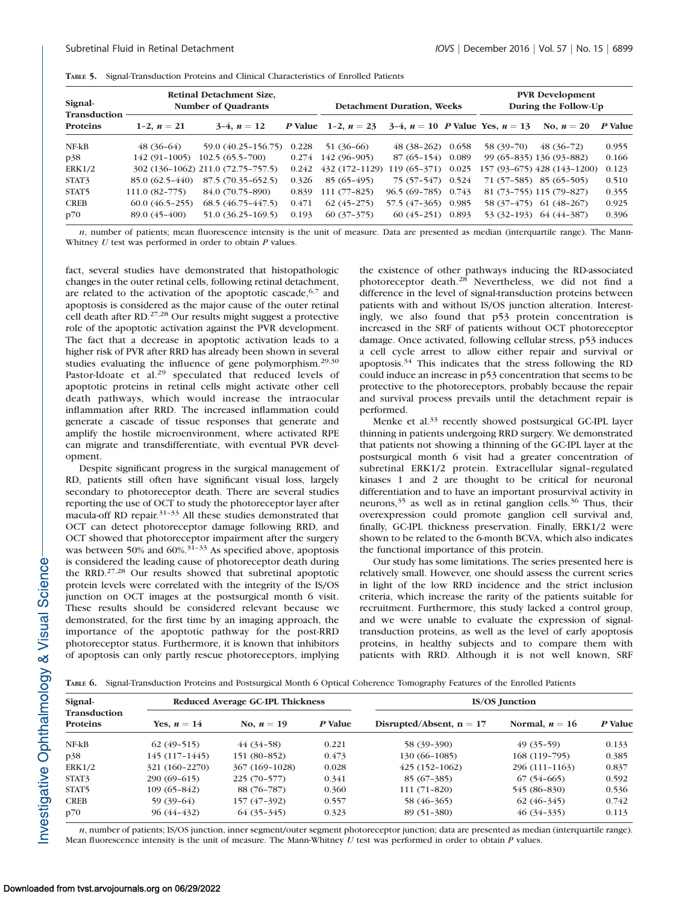**Table 5.** Signal-Transduction Proteins and Clinical Characteristics of Enrolled Patients

| Signal-Transduction Proteins | Retinal Detachment Size, Number of Quadrants | | | Detachment Duration, Weeks | | | PVR Development During the Follow-Up | | |
|---|---|---|---|---|---|---|---|---|---|
| | 1–2, $n = 21$ | 3–4, $n = 12$ | *P* Value | 1–2, $n = 23$ | 3–4, $n = 10$ | *P* Value | Yes, $n = 13$ | No, $n = 20$ | *P* Value |
| NF-kB | 48 (36–64) | 59.0 (40.25–156.75) | 0.228 | 51 (36–66) | 48 (38–262) | 0.658 | 58 (39–70) | 48 (36–72) | 0.955 |
| p38 | 142 (91–1005) | 102.5 (65.5–700) | 0.274 | 142 (96–905) | 87 (65–154) | 0.089 | 99 (65–835) | 136 (93–882) | 0.166 |
| ERK1/2 | 302 (136–1062) | 211.0 (72.75–757.5) | 0.242 | 432 (172–1129) | 119 (65–371) | 0.025 | 157 (93–675) | 428 (143–1200) | 0.123 |
| STAT3 | 85.0 (62.5–440) | 87.5 (70.35–652.5) | 0.326 | 85 (65–495) | 75 (57–547) | 0.524 | 71 (57–585) | 85 (65–505) | 0.510 |
| STAT5 | 111.0 (82–775) | 84.0 (70.75–890) | 0.839 | 111 (77–825) | 96.5 (69–785) | 0.743 | 81 (73–755) | 115 (79–827) | 0.355 |
| CREB | 60.0 (46.5–255) | 68.5 (46.75–447.5) | 0.471 | 62 (45–275) | 57.5 (47–365) | 0.985 | 58 (37–475) | 61 (48–267) | 0.925 |
| p70 | 89.0 (45–400) | 51.0 (36.25–169.5) | 0.193 | 60 (37–375) | 60 (45–251) | 0.893 | 53 (32–193) | 64 (44–387) | 0.396 |

*n*, number of patients; mean fluorescence intensity is the unit of measure. Data are presented as median (interquartile range). The Mann-Whitney *U* test was performed in order to obtain *P* values.

fact, several studies have demonstrated that histopathologic changes in the outer retinal cells, following retinal detachment, are related to the activation of the apoptotic cascade,[6,7] and apoptosis is considered as the major cause of the outer retinal cell death after RD.[27,28] Our results might suggest a protective role of the apoptotic activation against the PVR development. The fact that a decrease in apoptotic activation leads to a higher risk of PVR after RRD has already been shown in several studies evaluating the influence of gene polymorphism.[29,30] Pastor-Idoate et al.[29] speculated that reduced levels of apoptotic proteins in retinal cells might activate other cell death pathways, which would increase the intraocular inflammation after RRD. The increased inflammation could generate a cascade of tissue responses that generate and amplify the hostile microenvironment, where activated RPE can migrate and transdifferentiate, with eventual PVR development.

Despite significant progress in the surgical management of RD, patients still often have significant visual loss, largely secondary to photoreceptor death. There are several studies reporting the use of OCT to study the photoreceptor layer after macula-off RD repair.[31–33] All these studies demonstrated that OCT can detect photoreceptor damage following RRD, and OCT showed that photoreceptor impairment after the surgery was between 50% and 60%.[31–33] As specified above, apoptosis is considered the leading cause of photoreceptor death during the RRD.[27,28] Our results showed that subretinal apoptotic protein levels were correlated with the integrity of the IS/OS junction on OCT images at the postsurgical month 6 visit. These results should be considered relevant because we demonstrated, for the first time by an imaging approach, the importance of the apoptotic pathway for the post-RRD photoreceptor status. Furthermore, it is known that inhibitors of apoptosis can only partly rescue photoreceptors, implying the existence of other pathways inducing the RD-associated photoreceptor death.[28] Nevertheless, we did not find a difference in the level of signal-transduction proteins between patients with and without IS/OS junction alteration. Interestingly, we also found that p53 protein concentration is increased in the SRF of patients without OCT photoreceptor damage. Once activated, following cellular stress, p53 induces a cell cycle arrest to allow either repair and survival or apoptosis.[34] This indicates that the stress following the RD could induce an increase in p53 concentration that seems to be protective to the photoreceptors, probably because the repair and survival process prevails until the detachment repair is performed.

Menke et al.[33] recently showed postsurgical GC-IPL layer thinning in patients undergoing RRD surgery. We demonstrated that patients not showing a thinning of the GC-IPL layer at the postsurgical month 6 visit had a greater concentration of subretinal ERK1/2 protein. Extracellular signal–regulated kinases 1 and 2 are thought to be critical for neuronal differentiation and to have an important prosurvival activity in neurons,[35] as well as in retinal ganglion cells.[36] Thus, their overexpression could promote ganglion cell survival and, finally, GC-IPL thickness preservation. Finally, ERK1/2 were shown to be related to the 6-month BCVA, which also indicates the functional importance of this protein.

Our study has some limitations. The series presented here is relatively small. However, one should assess the current series in light of the low RRD incidence and the strict inclusion criteria, which increase the rarity of the patients suitable for recruitment. Furthermore, this study lacked a control group, and we were unable to evaluate the expression of signal-transduction proteins, as well as the level of early apoptosis proteins, in healthy subjects and to compare them with patients with RRD. Although it is not well known, SRF

**Table 6.** Signal-Transduction Proteins and Postsurgical Month 6 Optical Coherence Tomography Features of the Enrolled Patients

| Signal-Transduction Proteins | Reduced Average GC-IPL Thickness | | | IS/OS Junction | | |
|---|---|---|---|---|---|---|
| | Yes, $n = 14$ | No, $n = 19$ | *P* Value | Disrupted/Absent, $n = 17$ | Normal, $n = 16$ | *P* Value |
| NF-kB | 62 (49–515) | 44 (34–58) | 0.221 | 58 (39–390) | 49 (35–59) | 0.133 |
| p38 | 145 (117–1445) | 151 (80–852) | 0.473 | 130 (66–1085) | 168 (119–795) | 0.385 |
| ERK1/2 | 321 (160–2270) | 367 (169–1028) | 0.028 | 425 (152–1062) | 296 (111–1163) | 0.837 |
| STAT3 | 290 (69–615) | 225 (70–577) | 0.341 | 85 (67–385) | 67 (54–665) | 0.592 |
| STAT5 | 109 (65–842) | 88 (76–787) | 0.360 | 111 (71–820) | 545 (86–830) | 0.536 |
| CREB | 59 (39–64) | 157 (47–392) | 0.557 | 58 (46–365) | 62 (46–345) | 0.742 |
| p70 | 96 (44–432) | 64 (35–345) | 0.323 | 89 (51–380) | 46 (34–335) | 0.113 |

*n*, number of patients; IS/OS junction, inner segment/outer segment photoreceptor junction; data are presented as median (interquartile range). Mean fluorescence intensity is the unit of measure. The Mann-Whitney *U* test was performed in order to obtain *P* values.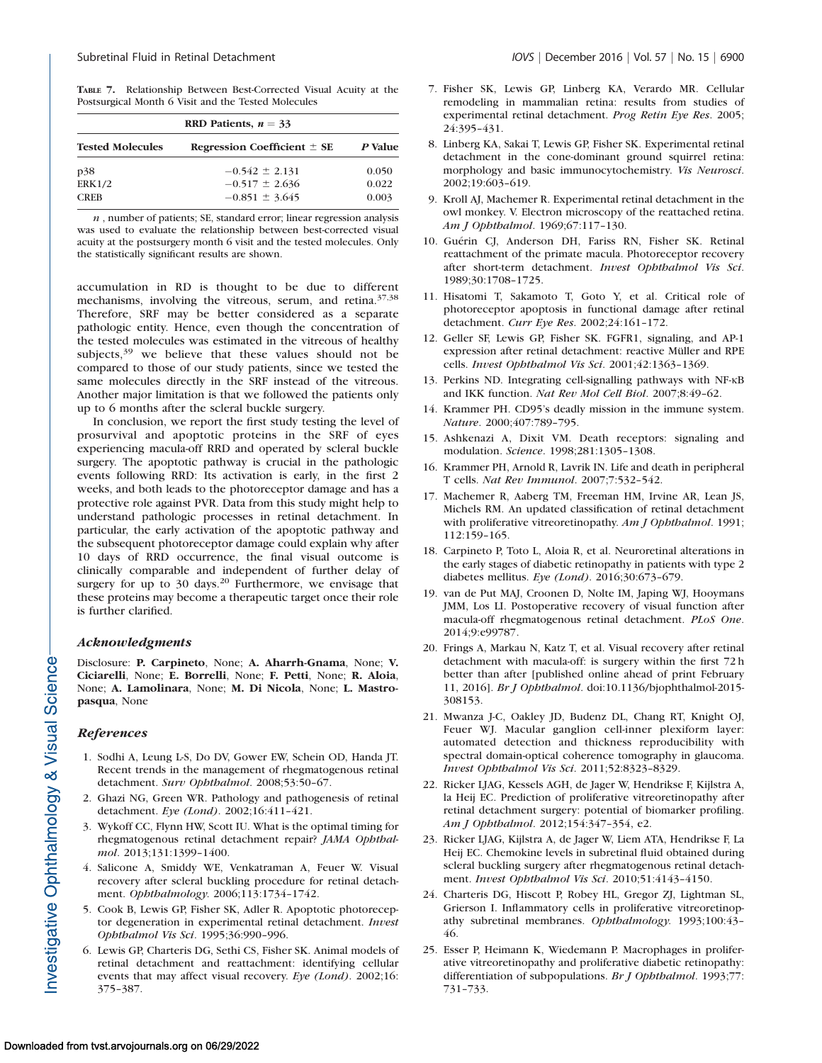**Table 7.** Relationship Between Best-Corrected Visual Acuity at the Postsurgical Month 6 Visit and the Tested Molecules

| | RRD Patients, $n = 33$ | |
|---|---|---|
| **Tested Molecules** | **Regression Coefficient ± SE** | ***P* Value** |
| p38 | −0.542 ± 2.131 | 0.050 |
| ERK1/2 | −0.517 ± 2.636 | 0.022 |
| CREB | −0.851 ± 3.645 | 0.003 |

*n*, number of patients; SE, standard error; linear regression analysis was used to evaluate the relationship between best-corrected visual acuity at the postsurgery month 6 visit and the tested molecules. Only the statistically significant results are shown.

accumulation in RD is thought to be due to different mechanisms, involving the vitreous, serum, and retina.[37,38] Therefore, SRF may be better considered as a separate pathologic entity. Hence, even though the concentration of the tested molecules was estimated in the vitreous of healthy subjects,[39] we believe that these values should not be compared to those of our study patients, since we tested the same molecules directly in the SRF instead of the vitreous. Another major limitation is that we followed the patients only up to 6 months after the scleral buckle surgery.

In conclusion, we report the first study testing the level of prosurvival and apoptotic proteins in the SRF of eyes experiencing macula-off RRD and operated by scleral buckle surgery. The apoptotic pathway is crucial in the pathologic events following RRD: Its activation is early, in the first 2 weeks, and both leads to the photoreceptor damage and has a protective role against PVR. Data from this study might help to understand pathologic processes in retinal detachment. In particular, the early activation of the apoptotic pathway and the subsequent photoreceptor damage could explain why after 10 days of RRD occurrence, the final visual outcome is clinically comparable and independent of further delay of surgery for up to 30 days.[20] Furthermore, we envisage that these proteins may become a therapeutic target once their role is further clarified.

### Acknowledgments

Disclosure: **P. Carpineto**, None; **A. Aharrh-Gnama**, None; **V. Ciciarelli**, None; **E. Borrelli**, None; **F. Petti**, None; **R. Aloia**, None; **A. Lamolinara**, None; **M. Di Nicola**, None; **L. Mastropasqua**, None

### References

1. Sodhi A, Leung L-S, Do DV, Gower EW, Schein OD, Handa JT. Recent trends in the management of rhegmatogenous retinal detachment. *Surv Ophthalmol*. 2008;53:50–67.
2. Ghazi NG, Green WR. Pathology and pathogenesis of retinal detachment. *Eye (Lond)*. 2002;16:411–421.
3. Wykoff CC, Flynn HW, Scott IU. What is the optimal timing for rhegmatogenous retinal detachment repair? *JAMA Ophthalmol*. 2013;131:1399–1400.
4. Salicone A, Smiddy WE, Venkatraman A, Feuer W. Visual recovery after scleral buckling procedure for retinal detachment. *Ophthalmology*. 2006;113:1734–1742.
5. Cook B, Lewis GP, Fisher SK, Adler R. Apoptotic photoreceptor degeneration in experimental retinal detachment. *Invest Ophthalmol Vis Sci*. 1995;36:990–996.
6. Lewis GP, Charteris DG, Sethi CS, Fisher SK. Animal models of retinal detachment and reattachment: identifying cellular events that may affect visual recovery. *Eye (Lond)*. 2002;16:375–387.
7. Fisher SK, Lewis GP, Linberg KA, Verardo MR. Cellular remodeling in mammalian retina: results from studies of experimental retinal detachment. *Prog Retin Eye Res*. 2005;24:395–431.
8. Linberg KA, Sakai T, Lewis GP, Fisher SK. Experimental retinal detachment in the cone-dominant ground squirrel retina: morphology and basic immunocytochemistry. *Vis Neurosci*. 2002;19:603–619.
9. Kroll AJ, Machemer R. Experimental retinal detachment in the owl monkey. V. Electron microscopy of the reattached retina. *Am J Ophthalmol*. 1969;67:117–130.
10. Guérin CJ, Anderson DH, Fariss RN, Fisher SK. Retinal reattachment of the primate macula. Photoreceptor recovery after short-term detachment. *Invest Ophthalmol Vis Sci*. 1989;30:1708–1725.
11. Hisatomi T, Sakamoto T, Goto Y, et al. Critical role of photoreceptor apoptosis in functional damage after retinal detachment. *Curr Eye Res*. 2002;24:161–172.
12. Geller SF, Lewis GP, Fisher SK. FGFR1, signaling, and AP-1 expression after retinal detachment: reactive Müller and RPE cells. *Invest Ophthalmol Vis Sci*. 2001;42:1363–1369.
13. Perkins ND. Integrating cell-signalling pathways with NF-κB and IKK function. *Nat Rev Mol Cell Biol*. 2007;8:49–62.
14. Krammer PH. CD95's deadly mission in the immune system. *Nature*. 2000;407:789–795.
15. Ashkenazi A, Dixit VM. Death receptors: signaling and modulation. *Science*. 1998;281:1305–1308.
16. Krammer PH, Arnold R, Lavrik IN. Life and death in peripheral T cells. *Nat Rev Immunol*. 2007;7:532–542.
17. Machemer R, Aaberg TM, Freeman HM, Irvine AR, Lean JS, Michels RM. An updated classification of retinal detachment with proliferative vitreoretinopathy. *Am J Ophthalmol*. 1991;112:159–165.
18. Carpineto P, Toto L, Aloia R, et al. Neuroretinal alterations in the early stages of diabetic retinopathy in patients with type 2 diabetes mellitus. *Eye (Lond)*. 2016;30:673–679.
19. van de Put MAJ, Croonen D, Nolte IM, Japing WJ, Hooymans JMM, Los LI. Postoperative recovery of visual function after macula-off rhegmatogenous retinal detachment. *PLoS One*. 2014;9:e99787.
20. Frings A, Markau N, Katz T, et al. Visual recovery after retinal detachment with macula-off: is surgery within the first 72 h better than after [published online ahead of print February 11, 2016]. *Br J Ophthalmol*. doi:10.1136/bjophthalmol-2015-308153.
21. Mwanza J-C, Oakley JD, Budenz DL, Chang RT, Knight OJ, Feuer WJ. Macular ganglion cell-inner plexiform layer: automated detection and thickness reproducibility with spectral domain-optical coherence tomography in glaucoma. *Invest Ophthalmol Vis Sci*. 2011;52:8323–8329.
22. Ricker LJAG, Kessels AGH, de Jager W, Hendrikse F, Kijlstra A, la Heij EC. Prediction of proliferative vitreoretinopathy after retinal detachment surgery: potential of biomarker profiling. *Am J Ophthalmol*. 2012;154:347–354, e2.
23. Ricker LJAG, Kijlstra A, de Jager W, Liem ATA, Hendrikse F, La Heij EC. Chemokine levels in subretinal fluid obtained during scleral buckling surgery after rhegmatogenous retinal detachment. *Invest Ophthalmol Vis Sci*. 2010;51:4143–4150.
24. Charteris DG, Hiscott P, Robey HL, Gregor ZJ, Lightman SL, Grierson I. Inflammatory cells in proliferative vitreoretinopathy subretinal membranes. *Ophthalmology*. 1993;100:43–46.
25. Esser P, Heimann K, Wiedemann P. Macrophages in proliferative vitreoretinopathy and proliferative diabetic retinopathy: differentiation of subpopulations. *Br J Ophthalmol*. 1993;77:731–733.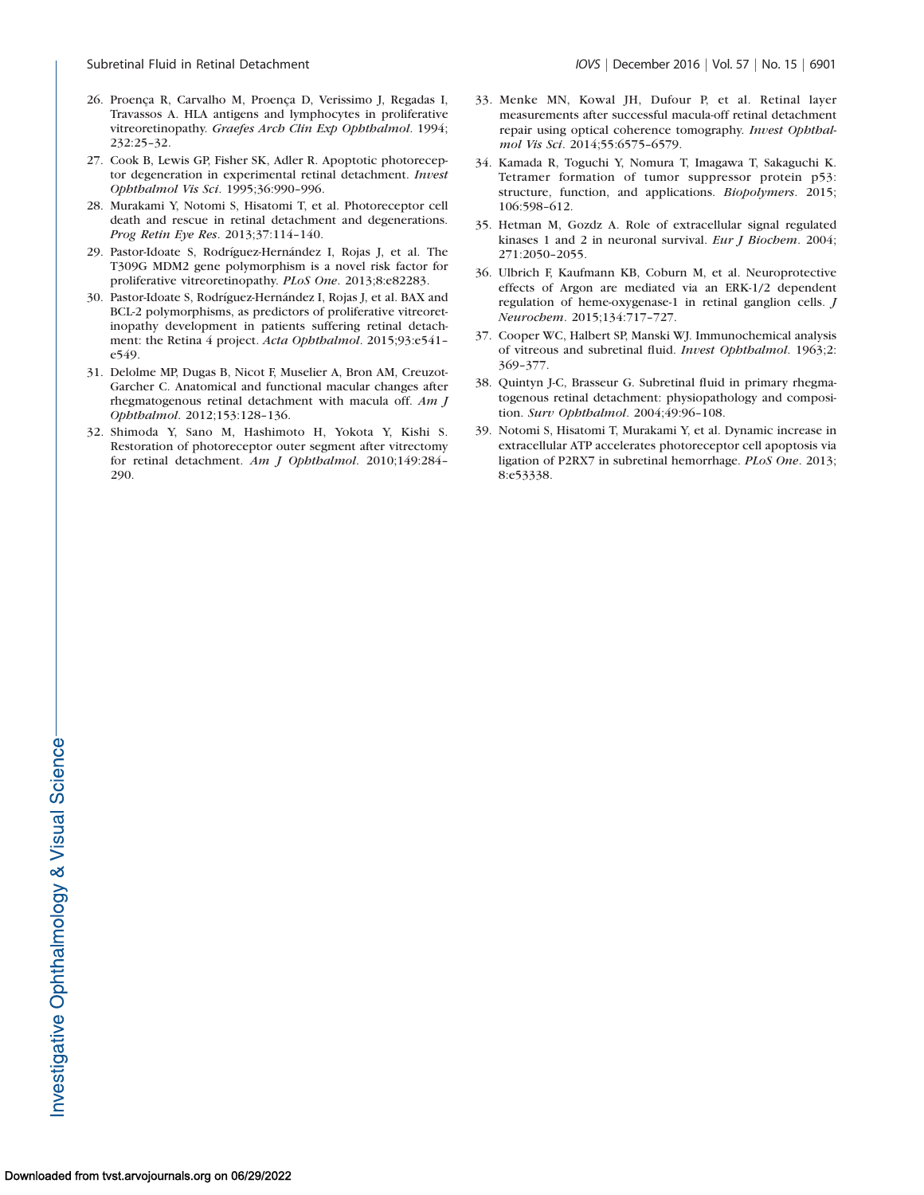26. Proença R, Carvalho M, Proença D, Verissimo J, Regadas I, Travassos A. HLA antigens and lymphocytes in proliferative vitreoretinopathy. *Graefes Arch Clin Exp Ophthalmol*. 1994;232:25–32.
27. Cook B, Lewis GP, Fisher SK, Adler R. Apoptotic photoreceptor degeneration in experimental retinal detachment. *Invest Ophthalmol Vis Sci*. 1995;36:990–996.
28. Murakami Y, Notomi S, Hisatomi T, et al. Photoreceptor cell death and rescue in retinal detachment and degenerations. *Prog Retin Eye Res*. 2013;37:114–140.
29. Pastor-Idoate S, Rodríguez-Hernández I, Rojas J, et al. The T309G MDM2 gene polymorphism is a novel risk factor for proliferative vitreoretinopathy. *PLoS One*. 2013;8:e82283.
30. Pastor-Idoate S, Rodríguez-Hernández I, Rojas J, et al. BAX and BCL-2 polymorphisms, as predictors of proliferative vitreoretinopathy development in patients suffering retinal detachment: the Retina 4 project. *Acta Ophthalmol*. 2015;93:e541–e549.
31. Delolme MP, Dugas B, Nicot F, Muselier A, Bron AM, Creuzot-Garcher C. Anatomical and functional macular changes after rhegmatogenous retinal detachment with macula off. *Am J Ophthalmol*. 2012;153:128–136.
32. Shimoda Y, Sano M, Hashimoto H, Yokota Y, Kishi S. Restoration of photoreceptor outer segment after vitrectomy for retinal detachment. *Am J Ophthalmol*. 2010;149:284–290.
33. Menke MN, Kowal JH, Dufour P, et al. Retinal layer measurements after successful macula-off retinal detachment repair using optical coherence tomography. *Invest Ophthalmol Vis Sci*. 2014;55:6575–6579.
34. Kamada R, Toguchi Y, Nomura T, Imagawa T, Sakaguchi K. Tetramer formation of tumor suppressor protein p53: structure, function, and applications. *Biopolymers*. 2015;106:598–612.
35. Hetman M, Gozdz A. Role of extracellular signal regulated kinases 1 and 2 in neuronal survival. *Eur J Biochem*. 2004;271:2050–2055.
36. Ulbrich F, Kaufmann KB, Coburn M, et al. Neuroprotective effects of Argon are mediated via an ERK-1/2 dependent regulation of heme-oxygenase-1 in retinal ganglion cells. *J Neurochem*. 2015;134:717–727.
37. Cooper WC, Halbert SP, Manski WJ. Immunochemical analysis of vitreous and subretinal fluid. *Invest Ophthalmol*. 1963;2:369–377.
38. Quintyn J-C, Brasseur G. Subretinal fluid in primary rhegmatogenous retinal detachment: physiopathology and composition. *Surv Ophthalmol*. 2004;49:96–108.
39. Notomi S, Hisatomi T, Murakami Y, et al. Dynamic increase in extracellular ATP accelerates photoreceptor cell apoptosis via ligation of P2RX7 in subretinal hemorrhage. *PLoS One*. 2013;8:e53338.